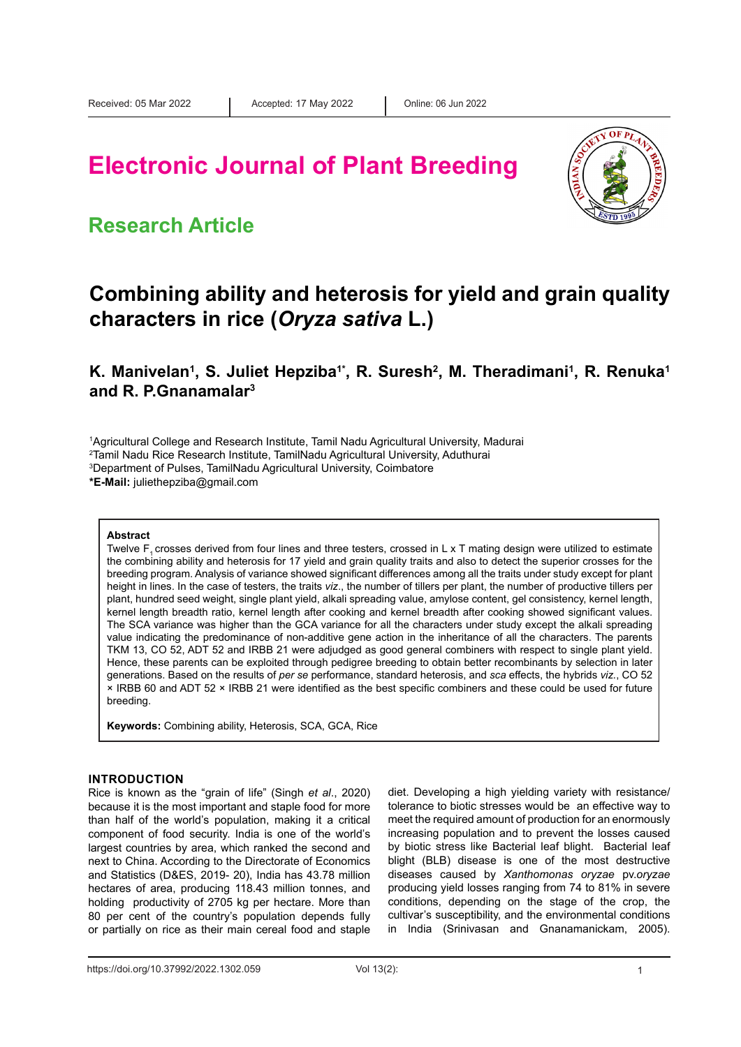Received: 05 Mar 2022 | Accepted: 17 May 2022 | Online: 06 Jun 2022

# Electronic Journal of Plant Breeding

## Research Article

# Combining ability and heterosis for yield and grain quality characters in rice (*Oryza sativa* L.)

**K. Manivelan[1], S. Juliet Hepziba[1*], R. Suresh[2], M. Theradimani[1], R. Renuka[1] and R. P.Gnanamalar[3]**

[1]Agricultural College and Research Institute, Tamil Nadu Agricultural University, Madurai
[2]Tamil Nadu Rice Research Institute, TamilNadu Agricultural University, Aduthurai
[3]Department of Pulses, TamilNadu Agricultural University, Coimbatore
**\*E-Mail:** juliethepziba@gmail.com

**Abstract**

Twelve $F_1$ crosses derived from four lines and three testers, crossed in L x T mating design were utilized to estimate the combining ability and heterosis for 17 yield and grain quality traits and also to detect the superior crosses for the breeding program. Analysis of variance showed significant differences among all the traits under study except for plant height in lines. In the case of testers, the traits *viz*., the number of tillers per plant, the number of productive tillers per plant, hundred seed weight, single plant yield, alkali spreading value, amylose content, gel consistency, kernel length, kernel length breadth ratio, kernel length after cooking and kernel breadth after cooking showed significant values. The SCA variance was higher than the GCA variance for all the characters under study except the alkali spreading value indicating the predominance of non-additive gene action in the inheritance of all the characters. The parents TKM 13, CO 52, ADT 52 and IRBB 21 were adjudged as good general combiners with respect to single plant yield. Hence, these parents can be exploited through pedigree breeding to obtain better recombinants by selection in later generations. Based on the results of *per se* performance, standard heterosis, and *sca* effects, the hybrids *viz*., CO 52 × IRBB 60 and ADT 52 × IRBB 21 were identified as the best specific combiners and these could be used for future breeding.

**Keywords:** Combining ability, Heterosis, SCA, GCA, Rice

## INTRODUCTION

Rice is known as the "grain of life" (Singh *et al*., 2020) because it is the most important and staple food for more than half of the world's population, making it a critical component of food security. India is one of the world's largest countries by area, which ranked the second and next to China. According to the Directorate of Economics and Statistics (D&ES, 2019- 20), India has 43.78 million hectares of area, producing 118.43 million tonnes, and holding productivity of 2705 kg per hectare. More than 80 per cent of the country's population depends fully or partially on rice as their main cereal food and staple diet. Developing a high yielding variety with resistance/ tolerance to biotic stresses would be an effective way to meet the required amount of production for an enormously increasing population and to prevent the losses caused by biotic stress like Bacterial leaf blight. Bacterial leaf blight (BLB) disease is one of the most destructive diseases caused by *Xanthomonas oryzae* pv.*oryzae* producing yield losses ranging from 74 to 81% in severe conditions, depending on the stage of the crop, the cultivar's susceptibility, and the environmental conditions in India (Srinivasan and Gnanamanickam, 2005).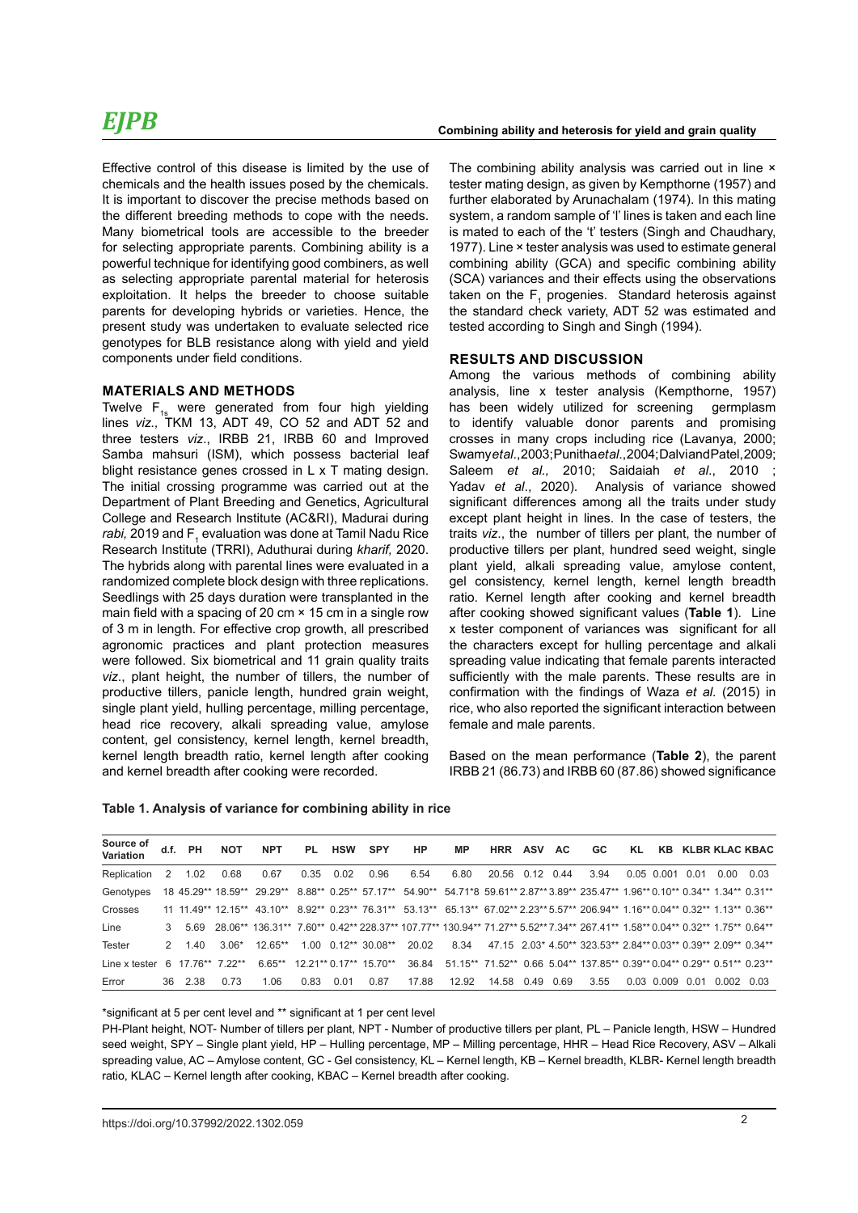Effective control of this disease is limited by the use of chemicals and the health issues posed by the chemicals. It is important to discover the precise methods based on the different breeding methods to cope with the needs. Many biometrical tools are accessible to the breeder for selecting appropriate parents. Combining ability is a powerful technique for identifying good combiners, as well as selecting appropriate parental material for heterosis exploitation. It helps the breeder to choose suitable parents for developing hybrids or varieties. Hence, the present study was undertaken to evaluate selected rice genotypes for BLB resistance along with yield and yield components under field conditions.

## MATERIALS AND METHODS

Twelve $F_{1s}$ were generated from four high yielding lines *viz*., TKM 13, ADT 49, CO 52 and ADT 52 and three testers *viz*., IRBB 21, IRBB 60 and Improved Samba mahsuri (ISM), which possess bacterial leaf blight resistance genes crossed in L x T mating design. The initial crossing programme was carried out at the Department of Plant Breeding and Genetics, Agricultural College and Research Institute (AC&RI), Madurai during *rabi,* 2019 and $F_1$ evaluation was done at Tamil Nadu Rice Research Institute (TRRI), Aduthurai during *kharif,* 2020. The hybrids along with parental lines were evaluated in a randomized complete block design with three replications. Seedlings with 25 days duration were transplanted in the main field with a spacing of 20 cm × 15 cm in a single row of 3 m in length. For effective crop growth, all prescribed agronomic practices and plant protection measures were followed. Six biometrical and 11 grain quality traits *viz*., plant height, the number of tillers, the number of productive tillers, panicle length, hundred grain weight, single plant yield, hulling percentage, milling percentage, head rice recovery, alkali spreading value, amylose content, gel consistency, kernel length, kernel breadth, kernel length breadth ratio, kernel length after cooking and kernel breadth after cooking were recorded.

The combining ability analysis was carried out in line × tester mating design, as given by Kempthorne (1957) and further elaborated by Arunachalam (1974). In this mating system, a random sample of 'l' lines is taken and each line is mated to each of the 't' testers (Singh and Chaudhary, 1977). Line × tester analysis was used to estimate general combining ability (GCA) and specific combining ability (SCA) variances and their effects using the observations taken on the $F_1$ progenies. Standard heterosis against the standard check variety, ADT 52 was estimated and tested according to Singh and Singh (1994).

## RESULTS AND DISCUSSION

Among the various methods of combining ability analysis, line x tester analysis (Kempthorne, 1957) has been widely utilized for screening germplasm to identify valuable donor parents and promising crosses in many crops including rice (Lavanya, 2000; Swamy *et al*., 2003; Punitha *et al*., 2004; Dalvi and Patel, 2009; Saleem *et al*., 2010; Saidaiah *et al*., 2010 ; Yadav *et al*., 2020). Analysis of variance showed significant differences among all the traits under study except plant height in lines. In the case of testers, the traits *viz*., the number of tillers per plant, the number of productive tillers per plant, hundred seed weight, single plant yield, alkali spreading value, amylose content, gel consistency, kernel length, kernel length breadth ratio. Kernel length after cooking and kernel breadth after cooking showed significant values (**Table 1**). Line x tester component of variances was significant for all the characters except for hulling percentage and alkali spreading value indicating that female parents interacted sufficiently with the male parents. These results are in confirmation with the findings of Waza *et al.* (2015) in rice, who also reported the significant interaction between female and male parents.

Based on the mean performance (**Table 2**), the parent IRBB 21 (86.73) and IRBB 60 (87.86) showed significance

**Table 1. Analysis of variance for combining ability in rice**

| Source of Variation | d.f. | PH | NOT | NPT | PL | HSW | SPY | HP | MP | HRR | ASV | AC | GC | KL | KB | KLBR | KLAC | KBAC |
|---|---|---|---|---|---|---|---|---|---|---|---|---|---|---|---|---|---|---|
| Replication | 2 | 1.02 | 0.68 | 0.67 | 0.35 | 0.02 | 0.96 | 6.54 | 6.80 | 20.56 | 0.12 | 0.44 | 3.94 | 0.05 | 0.001 | 0.01 | 0.00 | 0.03 |
| Genotypes | 18 | 45.29** | 18.59** | 29.29** | 8.88** | 0.25** | 57.17** | 54.90** | 54.71*8 | 59.61** | 2.87** | 3.89** | 235.47** | 1.96** | 0.10** | 0.34** | 1.34** | 0.31** |
| Crosses | 11 | 11.49** | 12.15** | 43.10** | 8.92** | 0.23** | 76.31** | 53.13** | 65.13** | 67.02** | 2.23** | 5.57** | 206.94** | 1.16** | 0.04** | 0.32** | 1.13** | 0.36** |
| Line | 3 | 5.69 | 28.06** | 136.31** | 7.60** | 0.42** | 228.37** | 107.77** | 130.94** | 71.27** | 5.52** | 7.34** | 267.41** | 1.58** | 0.04** | 0.32** | 1.75** | 0.64** |
| Tester | 2 | 1.40 | 3.06* | 12.65** | 1.00 | 0.12** | 30.08** | 20.02 | 8.34 | 47.15 | 2.03* | 4.50** | 323.53** | 2.84** | 0.03** | 0.39** | 2.09** | 0.34** |
| Line x tester | 6 | 17.76** | 7.22** | 6.65** | 12.21** | 0.17** | 15.70** | 36.84 | 51.15** | 71.52** | 0.66 | 5.04** | 137.85** | 0.39** | 0.04** | 0.29** | 0.51** | 0.23** |
| Error | 36 | 2.38 | 0.73 | 1.06 | 0.83 | 0.01 | 0.87 | 17.88 | 12.92 | 14.58 | 0.49 | 0.69 | 3.55 | 0.03 | 0.009 | 0.01 | 0.002 | 0.03 |

*significant at 5 per cent level and ** significant at 1 per cent level

PH-Plant height, NOT- Number of tillers per plant, NPT - Number of productive tillers per plant, PL – Panicle length, HSW – Hundred seed weight, SPY – Single plant yield, HP – Hulling percentage, MP – Milling percentage, HHR – Head Rice Recovery, ASV – Alkali spreading value, AC – Amylose content, GC - Gel consistency, KL – Kernel length, KB – Kernel breadth, KLBR- Kernel length breadth ratio, KLAC – Kernel length after cooking, KBAC – Kernel breadth after cooking.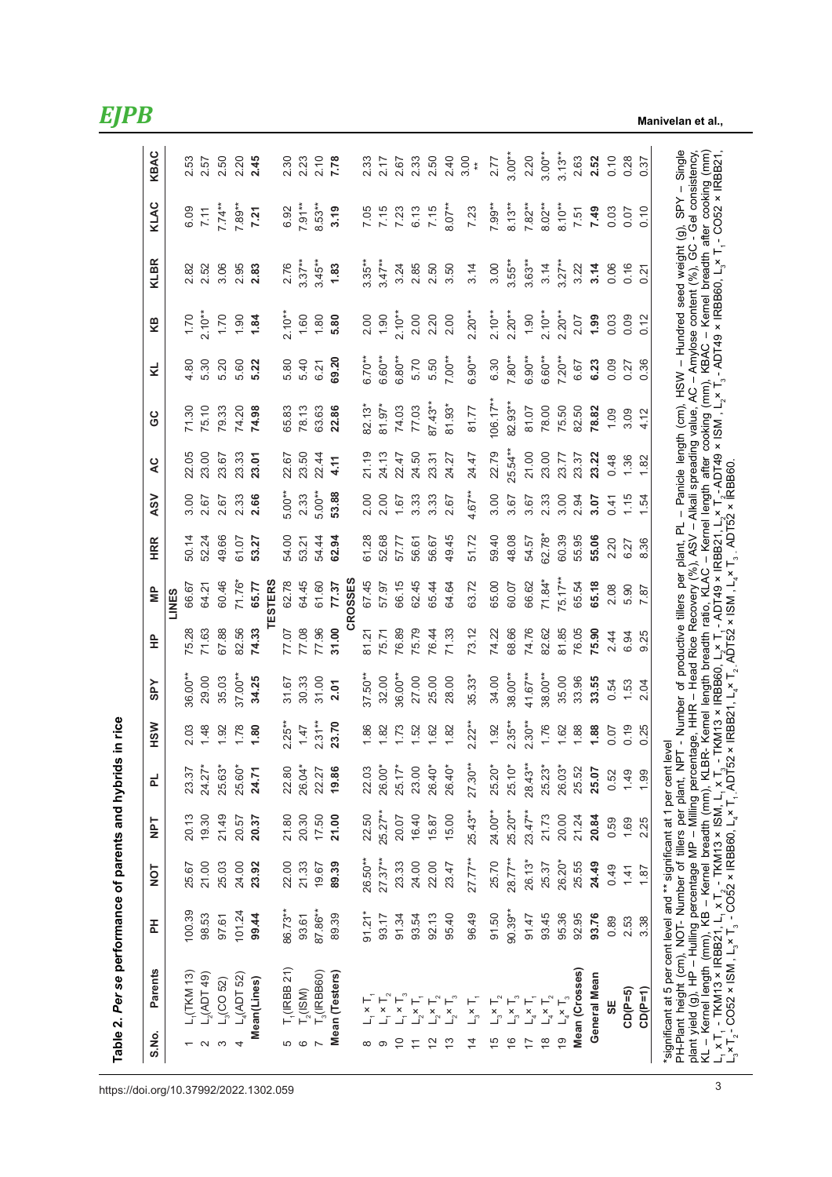**Table 2. *Per se* performance of parents and hybrids in rice**

| S.No. | Parents | PH | NOT | NPT | PL | HSW | SPY | HP | MP | HRR | ASV | AC | GC | KL | KB | KLBR | KLAC | KBAC |
|---|---|---|---|---|---|---|---|---|---|---|---|---|---|---|---|---|---|---|
| | | | | | | | | | LINES | | | | | | | | | |
| 1 | $L_1$(TKM 13) | 100.39 | 25.67 | 20.13 | 23.37 | 2.03 | 36.00** | 75.28 | 66.67 | 50.14 | 3.00 | 22.05 | 71.30 | 4.80 | 1.70 | 2.82 | 6.09 | 2.53 |
| 2 | $L_2$(ADT 49) | 98.53 | 21.00 | 19.30 | 24.27* | 1.48 | 29.00 | 71.63 | 64.21 | 52.24 | 2.67 | 23.00 | 75.10 | 5.30 | 2.10** | 2.52 | 7.11 | 2.57 |
| 3 | $L_3$(CO 52) | 97.61 | 25.03 | 21.49 | 25.63* | 1.92 | 35.03 | 67.88 | 60.46 | 49.66 | 2.67 | 23.67 | 79.33 | 5.20 | 1.70 | 3.06 | 7.74** | 2.50 |
| 4 | $L_4$(ADT 52) | 101.24 | 24.00 | 20.57 | 25.60* | 1.78 | 37.00** | 82.56 | 71.76* | 61.07 | 2.33 | 23.33 | 74.20 | 5.60 | 1.90 | 2.95 | 7.89** | 2.20 |
| | **Mean(Lines)** | **99.44** | **23.92** | **20.37** | **24.71** | **1.80** | **34.25** | **74.33** | **65.77** | **53.27** | **2.66** | **23.01** | **74.98** | **5.22** | **1.84** | **2.83** | **7.21** | **2.45** |
| | | | | | | | | | TESTERS | | | | | | | | | |
| 5 | $T_1$(IRBB 21) | 86.73** | 22.00 | 21.80 | 22.80 | 2.25** | 31.67 | 77.07 | 62.78 | 54.00 | 5.00** | 22.67 | 65.83 | 5.80 | 2.10** | 2.76 | 6.92 | 2.30 |
| 6 | $T_2$(ISM) | 93.61 | 21.33 | 20.30 | 26.04* | 1.47 | 30.33 | 77.08 | 64.45 | 53.21 | 2.33 | 23.50 | 78.13 | 5.40 | 1.60 | 3.37** | 7.91** | 2.23 |
| 7 | $T_3$(IRBB60) | 87.86** | 19.67 | 17.50 | 22.27 | 2.31** | 31.00 | 77.96 | 61.60 | 54.44 | 5.00** | 22.44 | 63.63 | 6.21 | 1.80 | 3.45** | 8.53** | 2.10 |
| | **Mean (Testers)** | **89.39** | **89.39** | **21.00** | **19.86** | **23.70** | **2.01** | **31.00** | **77.37** | **62.94** | **53.88** | **4.11** | **22.86** | **69.20** | **5.80** | **1.83** | **3.19** | **7.78** |
| | | | | | | | | | CROSSES | | | | | | | | | |
| 8 | $L_1 \times T_1$ | 91.21* | 26.50** | 22.50 | 22.03 | 1.86 | 37.50** | 81.21 | 67.45 | 61.28 | 2.00 | 21.19 | 82.13* | 6.70** | 2.00 | 3.35** | 7.05 | 2.33 |
| 9 | $L_1 \times T_2$ | 93.17 | 27.37** | 25.27** | 26.00* | 1.82 | 32.00 | 75.71 | 57.97 | 52.68 | 2.00 | 24.13 | 81.97* | 6.60** | 1.90 | 3.47** | 7.15 | 2.17 |
| 10 | $L_1 \times T_3$ | 91.34 | 23.33 | 20.07 | 25.17* | 1.73 | 36.00** | 76.89 | 66.15 | 57.77 | 1.67 | 22.47 | 74.03 | 6.80** | 2.10** | 3.24 | 7.23 | 2.67 |
| 11 | $L_2 \times T_1$ | 93.54 | 24.00 | 16.40 | 23.00 | 1.52 | 27.00 | 75.79 | 62.45 | 56.61 | 3.33 | 24.50 | 77.03 | 5.70 | 2.00 | 2.85 | 6.13 | 2.33 |
| 12 | $L_2 \times T_2$ | 92.13 | 22.00 | 15.87 | 26.40* | 1.62 | 25.00 | 76.44 | 65.44 | 56.67 | 3.33 | 23.31 | 87.43** | 5.50 | 2.20 | 2.50 | 7.15 | 2.50 |
| 13 | $L_2 \times T_3$ | 95.40 | 23.47 | 15.00 | 26.40* | 1.82 | 28.00 | 71.33 | 64.64 | 49.45 | 2.67 | 24.27 | 81.93* | 7.00** | 2.00 | 3.50 | 8.07** | 2.40 |
| 14 | $L_3 \times T_1$ | 96.49 | 27.77** | 25.43** | 27.30** | 2.22** | 35.33* | 73.12 | 63.72 | 51.72 | 4.67** | 24.47 | 81.77 | 6.90** | 2.20** | 3.14 | 7.23 | 3.00** |
| 15 | $L_3 \times T_2$ | 91.50 | 25.70 | 24.00** | 25.20* | 1.92 | 34.00 | 74.22 | 65.00 | 59.40 | 3.00 | 22.79 | 106.17** | 6.30 | 2.10** | 3.00 | 7.99** | 2.77 |
| 16 | $L_3 \times T_3$ | 90.39** | 28.77** | 25.20** | 25.10* | 2.35** | 38.00** | 68.66 | 60.07 | 48.08 | 3.67 | 25.54** | 82.93** | 7.80** | 2.20** | 3.55** | 8.13** | 3.00** |
| 17 | $L_4 \times T_1$ | 91.47 | 26.13* | 23.47** | 28.43** | 2.30** | 41.67** | 74.76 | 66.62 | 54.57 | 3.67 | 21.00 | 81.07 | 6.90** | 1.90 | 3.63** | 7.82** | 2.20 |
| 18 | $L_4 \times T_2$ | 93.45 | 25.37 | 21.73 | 25.23* | 1.76 | 38.00** | 82.62 | 71.84* | 62.78* | 2.33 | 23.00 | 78.00 | 6.60** | 2.10** | 3.14 | 8.02** | 3.00** |
| 19 | $L_4 \times T_3$ | 95.36 | 26.20* | 20.00 | 26.03* | 1.62 | 35.00 | 81.85 | 75.17** | 60.39 | 3.00 | 23.77 | 75.50 | 7.20** | 2.20** | 3.27** | 8.10** | 3.13** |
| | **Mean (Crosses)** | **92.95** | **25.55** | **21.24** | **25.52** | **1.88** | **33.96** | **76.05** | **65.54** | **55.95** | **2.94** | **23.37** | **82.50** | **6.67** | **2.07** | **3.22** | **7.51** | **2.63** |
| | **General Mean** | **93.76** | **24.49** | **20.84** | **25.07** | **1.88** | **33.55** | **75.90** | **65.18** | **55.06** | **3.07** | **23.22** | **78.82** | **6.23** | **1.99** | **3.14** | **7.49** | **2.52** |
| | **SE** | 0.89 | 0.49 | 0.59 | 0.52 | 0.07 | 0.54 | 2.44 | 2.08 | 2.20 | 0.41 | 0.48 | 1.09 | 0.09 | 0.03 | 0.06 | 0.03 | 0.10 |
| | **CD(P=5)** | 2.53 | 1.41 | 1.69 | 1.49 | 0.19 | 1.53 | 6.94 | 5.90 | 6.27 | 1.15 | 1.36 | 3.09 | 0.27 | 0.09 | 0.16 | 0.07 | 0.28 |
| | **CD(P=1)** | 3.38 | 1.87 | 2.25 | 1.99 | 0.25 | 2.04 | 9.25 | 7.87 | 8.36 | 1.54 | 1.82 | 4.12 | 0.36 | 0.12 | 0.21 | 0.10 | 0.37 |

*significant at 5 per cent level and ** significant at 1 per cent level

PH-Plant height (cm), NOT- Number of tillers per plant, NPT - Number of productive tillers per plant, PL – Panicle length (cm), HSW – Hundred seed weight (g), SPY – Single plant yield (g), HP – Hulling percentage MP – Milling percentage, HRR – Head Rice Recovery (%), ASV – Alkali spreading value, AC – Amylose content (%), GC - Gel consistency, KL – Kernel length (mm), KB – Kernel breadth (mm), KLBR- Kernel length breadth ratio, KLAC – Kernel length after cooking (mm), KBAC – Kernel breadth after cooking (mm)

$L_1 \times T_1$ - TKM13 × IRBB21, $L_1 \times T_2$ - TKM13 × ISM, $L_1 \times T_3$ - TKM13 × IRBB60, $L_2 \times T_1$ - ADT49 × IRBB21, $L_2 \times T_2$ -ADT49 × ISM, $L_2 \times T_3$ - ADT49 × IRBB60, $L_3 \times T_1$ - CO52 × IRBB21, $L_3 \times T_2$ - CO52 × ISM, $L_3 \times T_3$ - CO52 × IRBB60, $L_4 \times T_1$ ADT52 × IRBB21, $L_4 \times T_2$ ADT52 × ISM, $L_4 \times T_3$ ADT52 × IRBB60.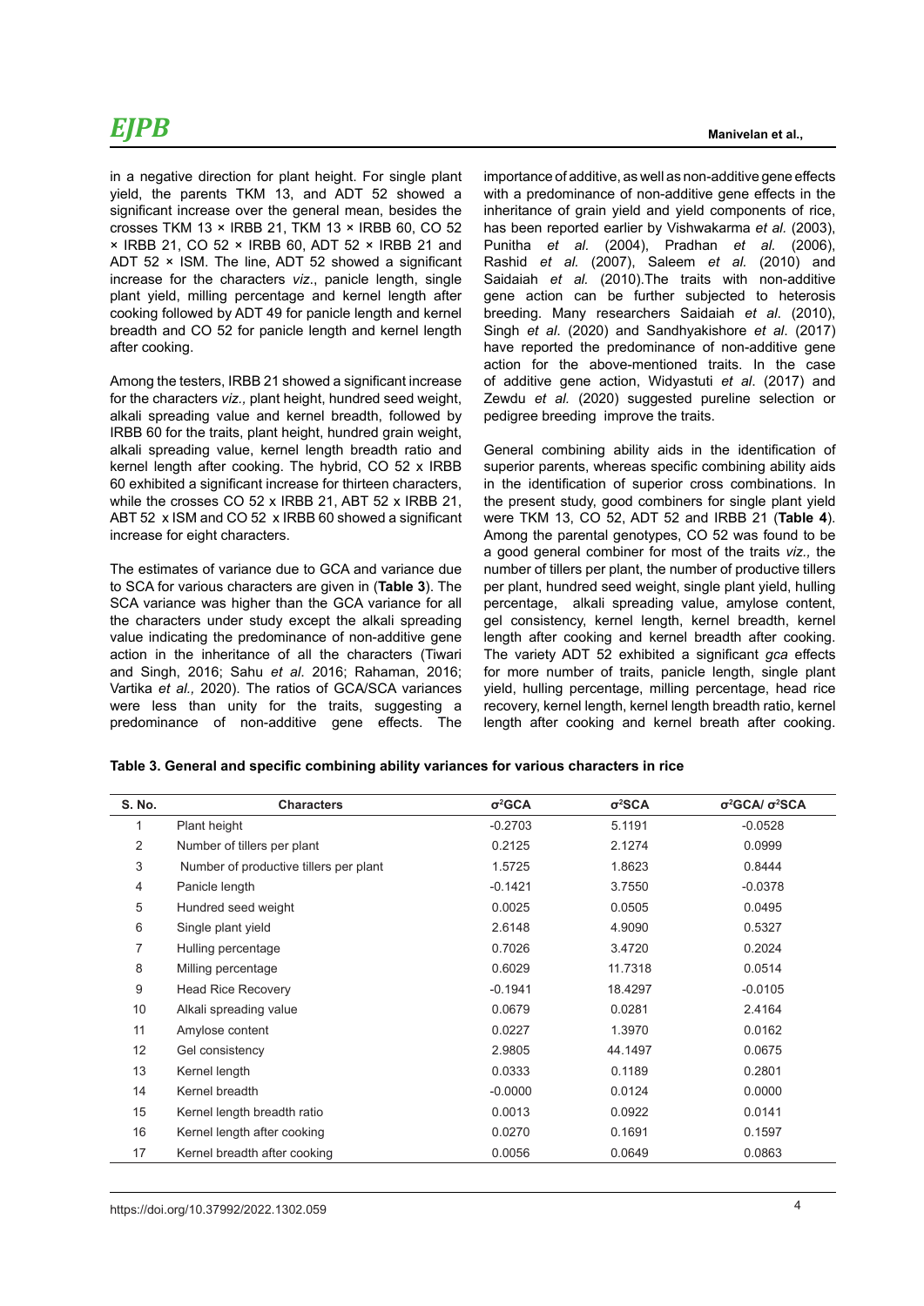in a negative direction for plant height. For single plant yield, the parents TKM 13, and ADT 52 showed a significant increase over the general mean, besides the crosses TKM 13 × IRBB 21, TKM 13 × IRBB 60, CO 52 × IRBB 21, CO 52 × IRBB 60, ADT 52 × IRBB 21 and ADT 52 × ISM. The line, ADT 52 showed a significant increase for the characters *viz*., panicle length, single plant yield, milling percentage and kernel length after cooking followed by ADT 49 for panicle length and kernel breadth and CO 52 for panicle length and kernel length after cooking.

Among the testers, IRBB 21 showed a significant increase for the characters *viz.,* plant height, hundred seed weight, alkali spreading value and kernel breadth, followed by IRBB 60 for the traits, plant height, hundred grain weight, alkali spreading value, kernel length breadth ratio and kernel length after cooking. The hybrid, CO 52 x IRBB 60 exhibited a significant increase for thirteen characters, while the crosses CO 52 x IRBB 21, ABT 52 x IRBB 21, ABT 52 x ISM and CO 52 x IRBB 60 showed a significant increase for eight characters.

The estimates of variance due to GCA and variance due to SCA for various characters are given in (**Table 3**). The SCA variance was higher than the GCA variance for all the characters under study except the alkali spreading value indicating the predominance of non-additive gene action in the inheritance of all the characters (Tiwari and Singh, 2016; Sahu *et al*. 2016; Rahaman, 2016; Vartika *et al.,* 2020). The ratios of GCA/SCA variances were less than unity for the traits, suggesting a predominance of non-additive gene effects. The importance of additive, as well as non-additive gene effects with a predominance of non-additive gene effects in the inheritance of grain yield and yield components of rice, has been reported earlier by Vishwakarma *et al.* (2003), Punitha *et al*. (2004), Pradhan *et al.* (2006), Rashid *et al.* (2007), Saleem *et al.* (2010) and Saidaiah *et al.* (2010).The traits with non-additive gene action can be further subjected to heterosis breeding. Many researchers Saidaiah *et al*. (2010), Singh *et al*. (2020) and Sandhyakishore *et al*. (2017) have reported the predominance of non-additive gene action for the above-mentioned traits. In the case of additive gene action, Widyastuti *et al*. (2017) and Zewdu *et al.* (2020) suggested pureline selection or pedigree breeding improve the traits.

General combining ability aids in the identification of superior parents, whereas specific combining ability aids in the identification of superior cross combinations. In the present study, good combiners for single plant yield were TKM 13, CO 52, ADT 52 and IRBB 21 (**Table 4**). Among the parental genotypes, CO 52 was found to be a good general combiner for most of the traits *viz.,* the number of tillers per plant, the number of productive tillers per plant, hundred seed weight, single plant yield, hulling percentage, alkali spreading value, amylose content, gel consistency, kernel length, kernel breadth, kernel length after cooking and kernel breadth after cooking. The variety ADT 52 exhibited a significant *gca* effects for more number of traits, panicle length, single plant yield, hulling percentage, milling percentage, head rice recovery, kernel length, kernel length breadth ratio, kernel length after cooking and kernel breath after cooking.

**Table 3. General and specific combining ability variances for various characters in rice**

| S. No. | Characters | $\sigma^2$GCA | $\sigma^2$SCA | $\sigma^2$GCA/ $\sigma^2$SCA |
|---|---|---|---|---|
| 1 | Plant height | -0.2703 | 5.1191 | -0.0528 |
| 2 | Number of tillers per plant | 0.2125 | 2.1274 | 0.0999 |
| 3 | Number of productive tillers per plant | 1.5725 | 1.8623 | 0.8444 |
| 4 | Panicle length | -0.1421 | 3.7550 | -0.0378 |
| 5 | Hundred seed weight | 0.0025 | 0.0505 | 0.0495 |
| 6 | Single plant yield | 2.6148 | 4.9090 | 0.5327 |
| 7 | Hulling percentage | 0.7026 | 3.4720 | 0.2024 |
| 8 | Milling percentage | 0.6029 | 11.7318 | 0.0514 |
| 9 | Head Rice Recovery | -0.1941 | 18.4297 | -0.0105 |
| 10 | Alkali spreading value | 0.0679 | 0.0281 | 2.4164 |
| 11 | Amylose content | 0.0227 | 1.3970 | 0.0162 |
| 12 | Gel consistency | 2.9805 | 44.1497 | 0.0675 |
| 13 | Kernel length | 0.0333 | 0.1189 | 0.2801 |
| 14 | Kernel breadth | -0.0000 | 0.0124 | 0.0000 |
| 15 | Kernel length breadth ratio | 0.0013 | 0.0922 | 0.0141 |
| 16 | Kernel length after cooking | 0.0270 | 0.1691 | 0.1597 |
| 17 | Kernel breadth after cooking | 0.0056 | 0.0649 | 0.0863 |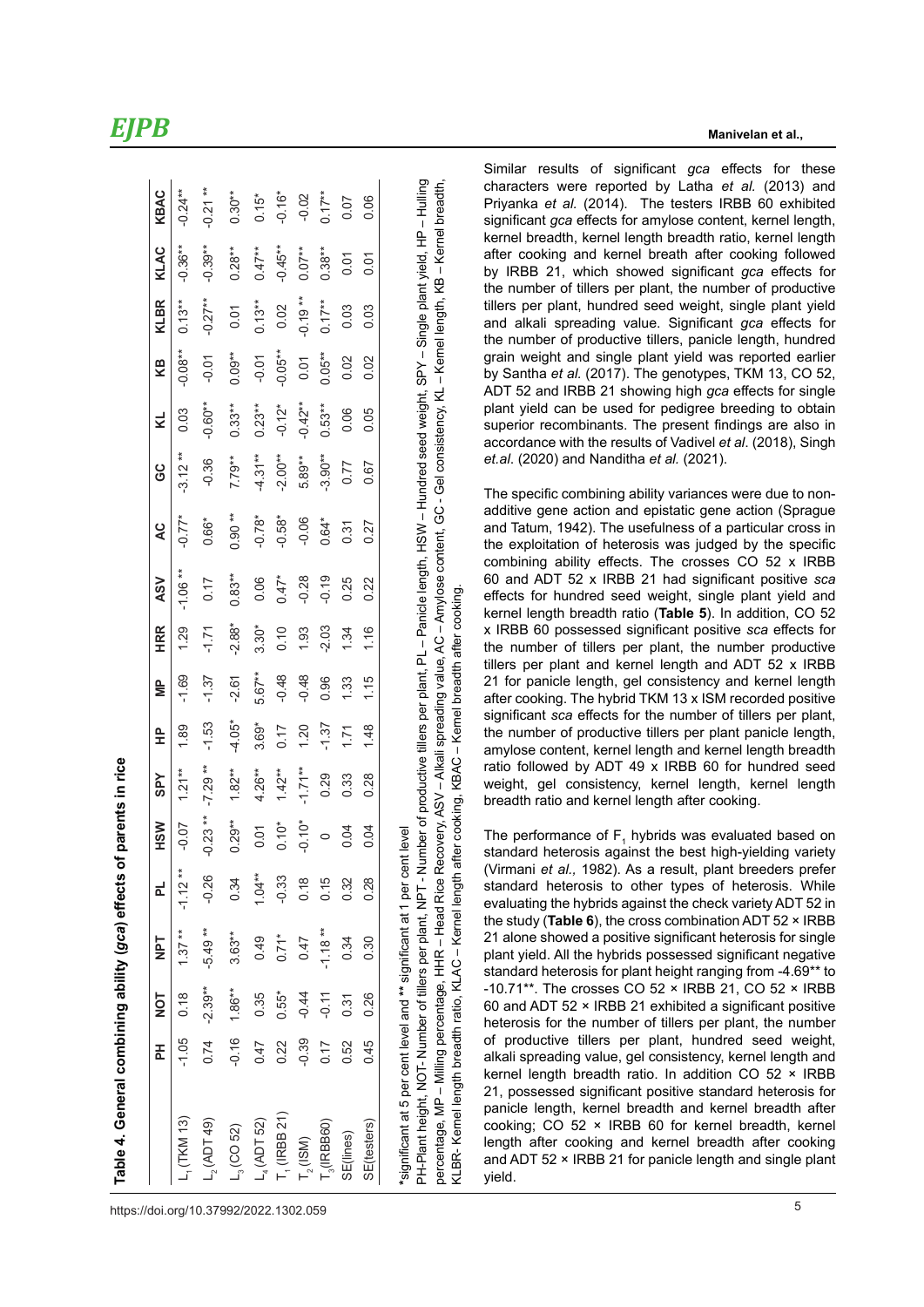**Table 4. General combining ability (*gca*) effects of parents in rice**

| | PH | NOT | NPT | PL | HSW | SPY | HP | MP | HRR | ASV | AC | GC | KL | KB | KLBR | KLAC | KBAC |
|---|---|---|---|---|---|---|---|---|---|---|---|---|---|---|---|---|---|
| $L_1$ (TKM 13) | -1.05 | 0.18 | 1.37 ** | -1.12 ** | -0.07 | 1.21** | 1.89 | -1.69 | 1.29 | -1.06 ** | -0.77* | -3.12 ** | 0.03 | -0.08** | 0.13** | -0.36** | -0.24** |
| $L_2$ (ADT 49) | 0.74 | -2.39** | -5.49 ** | -0.26 | -0.23 ** | -7.29 ** | -1.53 | -1.37 | -1.71 | 0.17 | 0.66* | -0.36 | -0.60** | -0.01 | -0.27** | -0.39** | -0.21 ** |
| $L_3$ (CO 52) | -0.16 | 1.86** | 3.63** | 0.34 | 0.29** | 1.82** | -4.05* | -2.61 | -2.88* | 0.83** | 0.90 ** | 7.79** | 0.33** | 0.09** | 0.01 | 0.28** | 0.30** |
| $L_4$ (ADT 52) | 0.47 | 0.35 | 0.49 | 1.04** | 0.01 | 4.26** | 3.69* | 5.67** | 3.30* | 0.06 | -0.78* | -4.31** | 0.23** | -0.01 | 0.13** | 0.47** | 0.15* |
| $T_1$ (IRBB 21) | 0.22 | 0.55* | 0.71* | -0.33 | 0.10* | 1.42** | 0.17 | -0.48 | 0.10 | 0.47* | -0.58* | -2.00** | -0.12* | -0.05** | 0.02 | -0.45** | -0.16* |
| $T_2$ (ISM) | -0.39 | -0.44 | 0.47 | 0.18 | -0.10* | -1.71** | 1.20 | -0.48 | 1.93 | -0.28 | -0.06 | 5.89** | -0.42** | 0.01 | -0.19 ** | 0.07** | -0.02 |
| $T_3$ (IRBB60) | 0.17 | -0.11 | -1.18 ** | 0.15 | 0 | 0.29 | -1.37 | 0.96 | -2.03 | -0.19 | 0.64* | -3.90** | 0.53** | 0.05** | 0.17** | 0.38** | 0.17** |
| SE(lines) | 0.52 | 0.31 | 0.34 | 0.32 | 0.04 | 0.33 | 1.71 | 1.33 | 1.34 | 0.25 | 0.31 | 0.77 | 0.06 | 0.02 | 0.03 | 0.01 | 0.07 |
| SE(testers) | 0.45 | 0.26 | 0.30 | 0.28 | 0.04 | 0.28 | 1.48 | 1.15 | 1.16 | 0.22 | 0.27 | 0.67 | 0.05 | 0.02 | 0.03 | 0.01 | 0.06 |

*significant at 5 per cent level and ** significant at 1 per cent level

PH-Plant height, NOT- Number of tillers per plant, NPT - Number of productive tillers per plant, PL – Panicle length, HSW – Hundred seed weight, SPY – Single plant yield, HP – Hulling percentage, MP – Milling percentage, HRR – Head Rice Recovery, ASV – Alkali spreading value, AC – Amylose content, GC - Gel consistency, KL – Kernel length, KB – Kernel breadth, KLBR- Kernel length breadth ratio, KLAC – Kernel length after cooking, KBAC – Kernel breadth after cooking.

Similar results of significant *gca* effects for these characters were reported by Latha *et al.* (2013) and Priyanka *et al.* (2014). The testers IRBB 60 exhibited significant *gca* effects for amylose content, kernel length, kernel breadth, kernel length breadth ratio, kernel length after cooking and kernel breath after cooking followed by IRBB 21, which showed significant *gca* effects for the number of tillers per plant, the number of productive tillers per plant, hundred seed weight, single plant yield and alkali spreading value. Significant *gca* effects for the number of productive tillers, panicle length, hundred grain weight and single plant yield was reported earlier by Santha *et al.* (2017). The genotypes, TKM 13, CO 52, ADT 52 and IRBB 21 showing high *gca* effects for single plant yield can be used for pedigree breeding to obtain superior recombinants. The present findings are also in accordance with the results of Vadivel *et al*. (2018), Singh *et.al*. (2020) and Nanditha *et al.* (2021).

The specific combining ability variances were due to non-additive gene action and epistatic gene action (Sprague and Tatum, 1942). The usefulness of a particular cross in the exploitation of heterosis was judged by the specific combining ability effects. The crosses CO 52 x IRBB 60 and ADT 52 x IRBB 21 had significant positive *sca* effects for hundred seed weight, single plant yield and kernel length breadth ratio (**Table 5**). In addition, CO 52 x IRBB 60 possessed significant positive *sca* effects for the number of tillers per plant, the number productive tillers per plant and kernel length and ADT 52 x IRBB 21 for panicle length, gel consistency and kernel length after cooking. The hybrid TKM 13 x ISM recorded positive significant *sca* effects for the number of tillers per plant, the number of productive tillers per plant panicle length, amylose content, kernel length and kernel length breadth ratio followed by ADT 49 x IRBB 60 for hundred seed weight, gel consistency, kernel length, kernel length breadth ratio and kernel length after cooking.

The performance of $F_1$ hybrids was evaluated based on standard heterosis against the best high-yielding variety (Virmani *et al.,* 1982). As a result, plant breeders prefer standard heterosis to other types of heterosis. While evaluating the hybrids against the check variety ADT 52 in the study (**Table 6**), the cross combination ADT 52 × IRBB 21 alone showed a positive significant heterosis for single plant yield. All the hybrids possessed significant negative standard heterosis for plant height ranging from -4.69** to -10.71**. The crosses CO 52 × IRBB 21, CO 52 × IRBB 60 and ADT 52 × IRBB 21 exhibited a significant positive heterosis for the number of tillers per plant, the number of productive tillers per plant, hundred seed weight, alkali spreading value, gel consistency, kernel length and kernel length breadth ratio. In addition CO 52 × IRBB 21, possessed significant positive standard heterosis for panicle length, kernel breadth and kernel breadth after cooking; CO 52 × IRBB 60 for kernel breadth, kernel length after cooking and kernel breadth after cooking and ADT 52 × IRBB 21 for panicle length and single plant yield.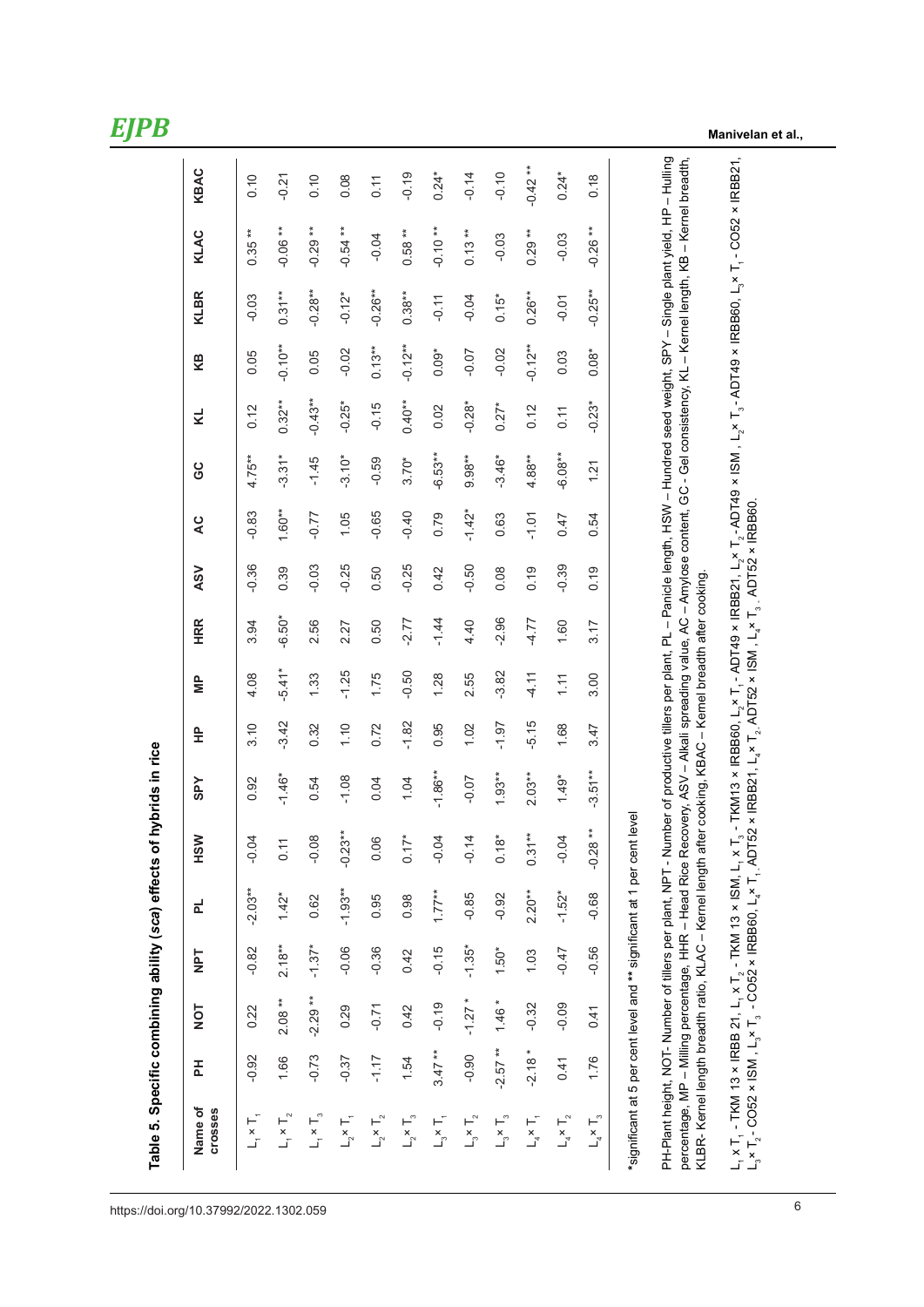**Table 5. Specific combining ability (*sca*) effects of hybrids in rice**

| Name of crosses | PH | NOT | NPT | PL | HSW | SPY | HP | MP | HRR | ASV | AC | GC | KL | KB | KLBR | KLAC | KBAC |
|---|---|---|---|---|---|---|---|---|---|---|---|---|---|---|---|---|---|
| $L_1 \times T_1$ | -0.92 | 0.22 | -0.82 | -2.03** | -0.04 | 0.92 | 3.10 | 4.08 | 3.94 | -0.36 | -0.83 | 4.75** | 0.12 | 0.05 | -0.03 | 0.35 ** | 0.10 |
| $L_1 \times T_2$ | 1.66 | 2.08 ** | 2.18** | 1.42* | 0.11 | -1.46* | -3.42 | -5.41* | -6.50* | 0.39 | 1.60** | -3.31* | 0.32** | -0.10** | 0.31** | -0.06 ** | -0.21 |
| $L_1 \times T_3$ | -0.73 | -2.29 ** | -1.37* | 0.62 | -0.08 | 0.54 | 0.32 | 1.33 | 2.56 | -0.03 | -0.77 | -1.45 | -0.43** | 0.05 | -0.28** | -0.29 ** | 0.10 |
| $L_2 \times T_1$ | -0.37 | 0.29 | -0.06 | -1.93** | -0.23** | -1.08 | 1.10 | -1.25 | 2.27 | -0.25 | 1.05 | -3.10* | -0.25* | -0.02 | -0.12* | -0.54 ** | 0.08 |
| $L_2 \times T_2$ | -1.17 | -0.71 | -0.36 | 0.95 | 0.06 | 0.04 | 0.72 | 1.75 | 0.50 | 0.50 | -0.65 | -0.59 | -0.15 | 0.13** | -0.26** | -0.04 | 0.11 |
| $L_2 \times T_3$ | 1.54 | 0.42 | 0.42 | 0.98 | 0.17* | 1.04 | -1.82 | -0.50 | -2.77 | -0.25 | -0.40 | 3.70* | 0.40** | -0.12** | 0.38** | 0.58 ** | -0.19 |
| $L_3 \times T_1$ | 3.47 ** | -0.19 | -0.15 | 1.77** | -0.04 | -1.86** | 0.95 | 1.28 | -1.44 | 0.42 | 0.79 | -6.53** | 0.02 | 0.09* | -0.11 | -0.10 ** | 0.24* |
| $L_3 \times T_2$ | -0.90 | -1.27 * | -1.35* | -0.85 | -0.14 | -0.07 | 1.02 | 2.55 | 4.40 | -0.50 | -1.42* | 9.98** | -0.28* | -0.07 | -0.04 | 0.13 ** | -0.14 |
| $L_3 \times T_3$ | -2.57 ** | 1.46 * | 1.50* | -0.92 | 0.18* | 1.93** | -1.97 | -3.82 | -2.96 | 0.08 | 0.63 | -3.46* | 0.27* | -0.02 | 0.15* | -0.03 | -0.10 |
| $L_4 \times T_1$ | -2.18 * | -0.32 | 1.03 | 2.20** | 0.31** | 2.03** | -5.15 | -4.11 | -4.77 | 0.19 | -1.01 | 4.88** | 0.12 | -0.12** | 0.26** | 0.29 ** | -0.42 ** |
| $L_4 \times T_2$ | 0.41 | -0.09 | -0.47 | -1.52* | -0.04 | 1.49* | 1.68 | 1.11 | 1.60 | -0.39 | 0.47 | -6.08** | 0.11 | 0.03 | -0.01 | -0.03 | 0.24* |
| $L_4 \times T_3$ | 1.76 | 0.41 | -0.56 | -0.68 | -0.28 ** | -3.51** | 3.47 | 3.00 | 3.17 | 0.19 | 0.54 | 1.21 | -0.23* | 0.08* | -0.25** | -0.26 ** | 0.18 |

*significant at 5 per cent level and ** significant at 1 per cent level

PH-Plant height, NOT- Number of tillers per plant, NPT - Number of productive tillers per plant, PL – Panicle length, HSW – Hundred seed weight, SPY – Single plant yield, HP – Hulling percentage, MP – Milling percentage, HRR – Head Rice Recovery, ASV – Alkali spreading value, AC – Amylose content, GC - Gel consistency, KL – Kernel length, KB – Kernel breadth, KLBR- Kernel length breadth ratio, KLAC – Kernel length after cooking, KBAC – Kernel breadth after cooking.

$L_1 \times T_1$ - TKM 13 × IRBB 21, $L_1 \times T_2$ - TKM 13 × ISM, $L_1 \times T_3$ - TKM13 × IRBB60, $L_2 \times T_1$ - ADT49 × IRBB21, $L_2 \times T_2$ - ADT49 × ISM , $L_2 \times T_3$ - ADT49 × IRBB60, $L_3 \times T_1$ - CO52 × IRBB21, $L_3 \times T_2$ - CO52 × ISM , $L_3 \times T_3$ - CO52 × IRBB60, $L_4 \times T_1$- ADT52 × IRBB21, $L_4 \times T_2$- ADT52 × ISM , $L_4 \times T_3$ - ADT52 × IRBB60.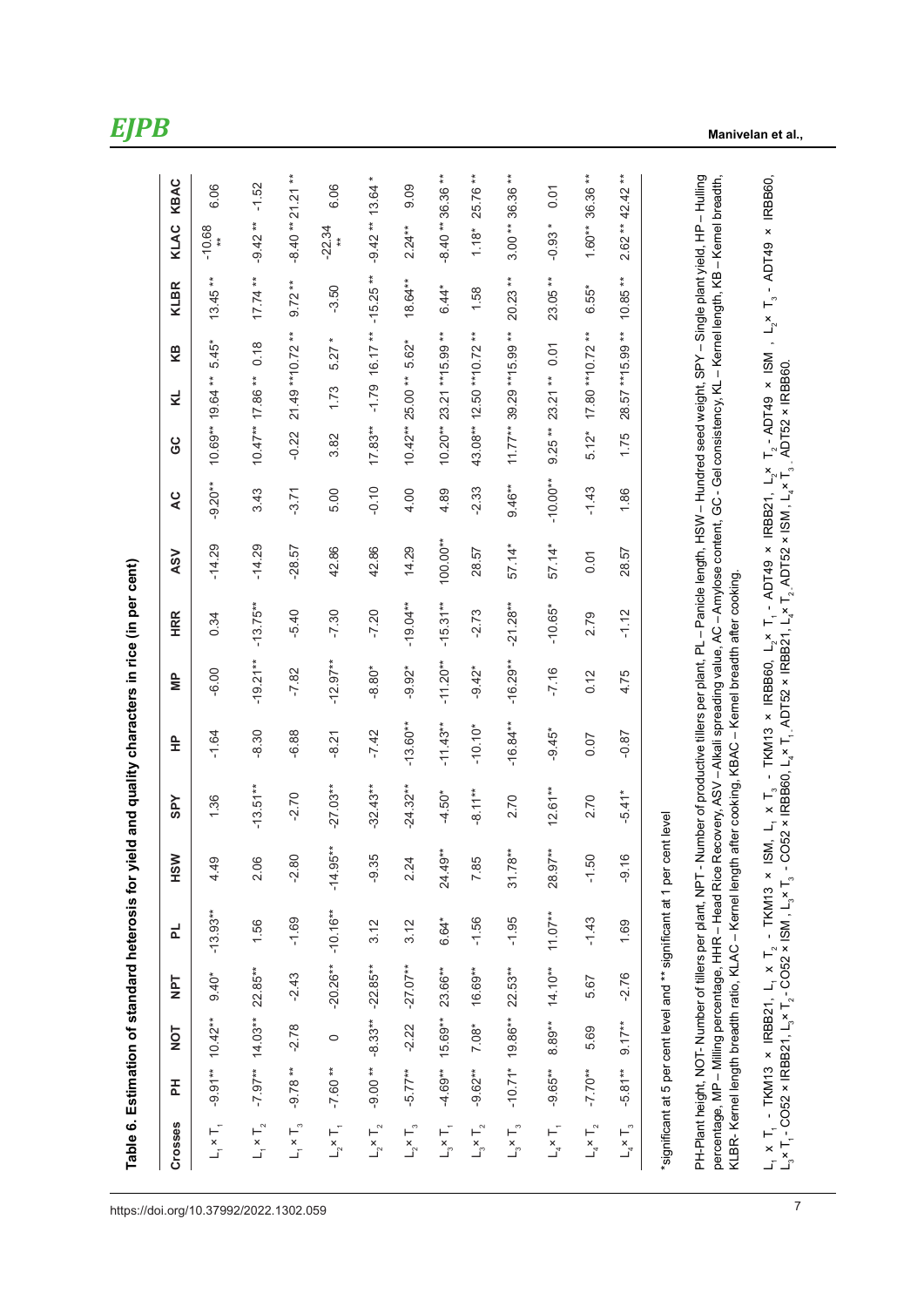**Table 6. Estimation of standard heterosis for yield and quality characters in rice (in per cent)**

| Crosses | PH | NOT | NPT | PL | HSW | SPY | HP | MP | HRR | ASV | AC | GC | KL | KB | KLBR | KLAC | KBAC |
|---|---|---|---|---|---|---|---|---|---|---|---|---|---|---|---|---|---|
| $L_1 \times T_1$ | -9.91** | 10.42** | 9.40* | -13.93** | 4.49 | 1.36 | -1.64 | -6.00 | 0.34 | -14.29 | -9.20** | 10.69** | 19.64 ** | 5.45* | 13.45 ** | -10.68 ** | 6.06 |
| $L_1 \times T_2$ | -7.97** | 14.03** | 22.85** | 1.56 | 2.06 | -13.51** | -8.30 | -19.21** | -13.75** | -14.29 | 3.43 | 10.47** | 17.86 ** | 0.18 | 17.74 ** | -9.42 ** | -1.52 |
| $L_1 \times T_3$ | -9.78 ** | -2.78 | -2.43 | -1.69 | -2.80 | -2.70 | -6.88 | -7.82 | -5.40 | -28.57 | -3.71 | -0.22 | 21.49 ** | 10.72 ** | 9.72 ** | -8.40 ** | 21.21 ** |
| $L_2 \times T_1$ | -7.60 ** | 0 | -20.26** | -10.16** | -14.95** | -27.03** | -8.21 | -12.97** | -7.30 | 42.86 | 5.00 | 3.82 | 1.73 | 5.27 * | -3.50 | -22.34 ** | 6.06 |
| $L_2 \times T_2$ | -9.00 ** | -8.33** | -22.85** | 3.12 | -9.35 | -32.43** | -7.42 | -8.80* | -7.20 | 42.86 | -0.10 | 17.83** | -1.79 | 16.17 ** | -15.25 ** | -9.42 ** | 13.64 * |
| $L_2 \times T_3$ | -5.77** | -2.22 | -27.07** | 3.12 | 2.24 | -24.32** | -13.60** | -9.92* | -19.04** | 14.29 | 4.00 | 10.42** | 25.00 ** | 5.62* | 18.64** | 2.24** | 9.09 |
| $L_3 \times T_1$ | -4.69** | 15.69** | 23.66** | 6.64* | 24.49** | -4.50* | -11.43** | -11.20** | -15.31** | 100.00** | 4.89 | 10.20** | 23.21 ** | 15.99 ** | 6.44* | -8.40 ** | 36.36 ** |
| $L_3 \times T_2$ | -9.62** | 7.08* | 16.69** | -1.56 | 7.85 | -8.11** | -10.10* | -9.42* | -2.73 | 28.57 | -2.33 | 43.08** | 12.50 ** | 10.72 ** | 1.58 | 1.18* | 25.76 ** |
| $L_3 \times T_3$ | -10.71* | 19.86** | 22.53** | -1.95 | 31.78** | 2.70 | -16.84** | -16.29** | -21.28** | 57.14* | 9.46** | 11.77** | 39.29 ** | 15.99 ** | 20.23 ** | 3.00 ** | 36.36 ** |
| $L_4 \times T_1$ | -9.65** | 8.89** | 14.10** | 11.07** | 28.97** | 12.61** | -9.45* | -7.16 | -10.65* | 57.14* | -10.00** | 9.25 ** | 23.21 ** | 0.01 | 23.05 ** | -0.93 * | 0.01 |
| $L_4 \times T_2$ | -7.70** | 5.69 | 5.67 | -1.43 | -1.50 | 2.70 | 0.07 | 0.12 | 2.79 | 0.01 | -1.43 | 5.12* | 17.80 ** | 10.72 ** | 6.55* | 1.60** | 36.36 ** |
| $L_4 \times T_3$ | -5.81** | 9.17** | -2.76 | 1.69 | -9.16 | -5.41* | -0.87 | 4.75 | -1.12 | 28.57 | 1.86 | 1.75 | 28.57 ** | 15.99 ** | 10.85 ** | 2.62 ** | 42.42 ** |

*significant at 5 per cent level and ** significant at 1 per cent level

PH-Plant height, NOT- Number of tillers per plant, NPT - Number of productive tillers per plant, PL – Panicle length, HSW – Hundred seed weight, SPY – Single plant yield, HP – Hulling percentage, MP – Milling percentage, HRR – Head Rice Recovery, ASV –Alkali spreading value, AC – Amylose content, GC- Gel consistency, KL – Kernel length, KB – Kernel breadth, KLBR- Kernel length breadth ratio, KLAC – Kernel length after cooking, KBAC – Kernel breadth after cooking.

$L_1 \times T_1$ - TKM13 × IRBB21, $L_1 \times T_2$ - TKM13 × ISM, $L_1 \times T_3$ - TKM13 × IRBB60, $L_2 \times T_1$ - ADT49 × IRBB21, $L_2 \times T_2$ - ADT49 × ISM , $L_2 \times T_3$ - ADT49 × IRBB60, $L_3 \times T_1$- CO52 × IRBB21, $L_3 \times T_2$- CO52 × ISM , $L_3 \times T_3$ - CO52 × IRBB60, $L_4 \times T_1$, ADT52 × IRBB21, $L_4 \times T_2$, ADT52 × ISM , $L_4 \times T_3$, ADT52 × IRBB60.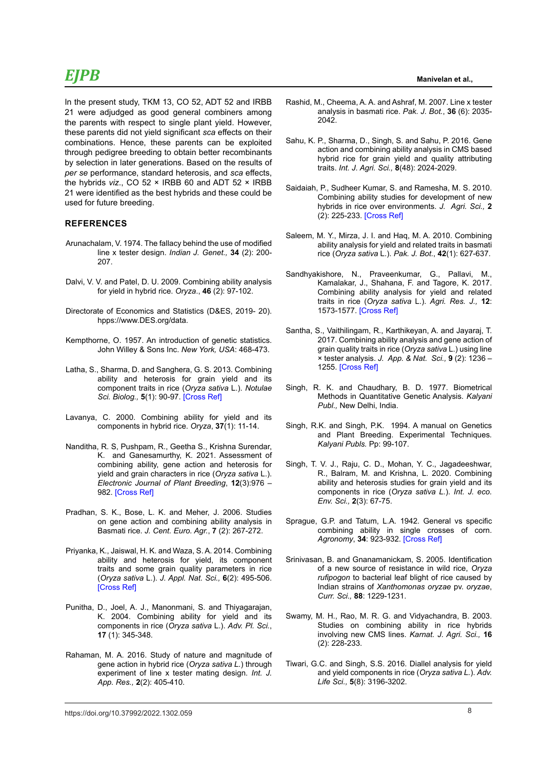In the present study, TKM 13, CO 52, ADT 52 and IRBB 21 were adjudged as good general combiners among the parents with respect to single plant yield. However, these parents did not yield significant *sca* effects on their combinations. Hence, these parents can be exploited through pedigree breeding to obtain better recombinants by selection in later generations. Based on the results of *per se* performance, standard heterosis, and *sca* effects, the hybrids *viz*., CO 52 × IRBB 60 and ADT 52 × IRBB 21 were identified as the best hybrids and these could be used for future breeding.

## REFERENCES

Arunachalam, V. 1974. The fallacy behind the use of modified line x tester design. *Indian J. Genet.,* **34** (2): 200-207.

Dalvi, V. V. and Patel, D. U. 2009. Combining ability analysis for yield in hybrid rice. *Oryza*., **46** (2): 97-102.

Directorate of Economics and Statistics (D&ES, 2019- 20). hpps://www.DES.org/data.

Kempthorne, O. 1957. An introduction of genetic statistics. John Willey & Sons Inc. *New York, USA*: 468-473.

Latha, S., Sharma, D. and Sanghera, G. S. 2013. Combining ability and heterosis for grain yield and its component traits in rice (*Oryza sativa* L.). *Notulae Sci. Biolog.,* **5**(1): 90-97. [Cross Ref]

Lavanya, C. 2000. Combining ability for yield and its components in hybrid rice. *Oryza*, **37**(1): 11-14.

Nanditha, R. S, Pushpam, R., Geetha S., Krishna Surendar, K. and Ganesamurthy, K. 2021. Assessment of combining ability, gene action and heterosis for yield and grain characters in rice (*Oryza sativa* L.). *Electronic Journal of Plant Breeding*, **12**(3):976 – 982. [Cross Ref]

Pradhan, S. K., Bose, L. K. and Meher, J. 2006. Studies on gene action and combining ability analysis in Basmati rice. *J. Cent. Euro. Agr.*, **7** (2): 267-272.

Priyanka, K., Jaiswal, H. K. and Waza, S. A. 2014. Combining ability and heterosis for yield, its component traits and some grain quality parameters in rice (*Oryza sativa* L.). *J. Appl. Nat. Sci.,* **6**(2): 495-506. [Cross Ref]

Punitha, D., Joel, A. J., Manonmani, S. and Thiyagarajan, K. 2004. Combining ability for yield and its components in rice (*Oryza sativa* L.). *Adv. Pl. Sci.*, **17** (1): 345-348.

Rahaman, M. A. 2016. Study of nature and magnitude of gene action in hybrid rice (*Oryza sativa L.*) through experiment of line x tester mating design. *Int. J. App. Res.,* **2**(2): 405-410.

Rashid, M., Cheema, A. A. and Ashraf, M. 2007. Line x tester analysis in basmati rice. *Pak. J. Bot.*, **36** (6): 2035-2042.

Sahu, K. P., Sharma, D., Singh, S. and Sahu, P. 2016. Gene action and combining ability analysis in CMS based hybrid rice for grain yield and quality attributing traits. *Int. J. Agri. Sci.,* **8**(48): 2024-2029.

Saidaiah, P., Sudheer Kumar, S. and Ramesha, M. S. 2010. Combining ability studies for development of new hybrids in rice over environments. *J. Agri. Sci.,* **2** (2): 225-233. [Cross Ref]

Saleem, M. Y., Mirza, J. I. and Haq, M. A. 2010. Combining ability analysis for yield and related traits in basmati rice (*Oryza sativa* L.). *Pak. J. Bot.*, **42**(1): 627-637.

Sandhyakishore, N., Praveenkumar, G., Pallavi, M., Kamalakar, J., Shahana, F. and Tagore, K. 2017. Combining ability analysis for yield and related traits in rice (*Oryza sativa* L.). *Agri. Res. J.,* **12**: 1573-1577. [Cross Ref]

Santha, S., Vaithilingam, R., Karthikeyan, A. and Jayaraj, T. 2017. Combining ability analysis and gene action of grain quality traits in rice (*Oryza sativa* L.) using line × tester analysis. *J. App. & Nat. Sci.,* **9** (2): 1236 – 1255. [Cross Ref]

Singh, R. K. and Chaudhary, B. D. 1977. Biometrical Methods in Quantitative Genetic Analysis. *Kalyani Publ.,* New Delhi, India.

Singh, R.K. and Singh, P.K. 1994. A manual on Genetics and Plant Breeding. Experimental Techniques. *Kalyani Publs.* Pp: 99-107.

Singh, T. V. J., Raju, C. D., Mohan, Y. C., Jagadeeshwar, R., Balram, M. and Krishna, L. 2020. Combining ability and heterosis studies for grain yield and its components in rice (*Oryza sativa L*.). *Int. J. eco. Env. Sci.,* **2**(3): 67-75.

Sprague, G.P. and Tatum, L.A. 1942. General vs specific combining ability in single crosses of corn. *Agronomy*, **34**: 923-932. [Cross Ref]

Srinivasan, B. and Gnanamanickam, S. 2005. Identification of a new source of resistance in wild rice, *Oryza rufipogon* to bacterial leaf blight of rice caused by Indian strains of *Xanthomonas oryzae* pv. *oryzae*, *Curr. Sci.,* **88**: 1229-1231.

Swamy, M. H., Rao, M. R. G. and Vidyachandra, B. 2003. Studies on combining ability in rice hybrids involving new CMS lines. *Karnat. J. Agri. Sci.,* **16** (2): 228-233.

Tiwari, G.C. and Singh, S.S. 2016. Diallel analysis for yield and yield components in rice (*Oryza sativa L.*). *Adv. Life Sci.,* **5**(8): 3196-3202.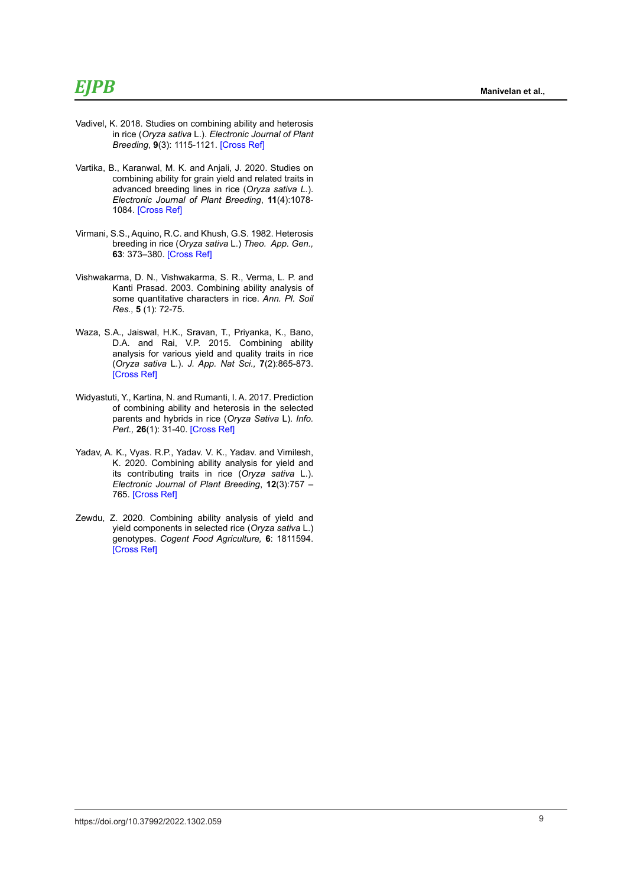Vadivel, K. 2018. Studies on combining ability and heterosis in rice (*Oryza sativa* L.). *Electronic Journal of Plant Breeding*, **9**(3): 1115-1121. [Cross Ref]

Vartika, B., Karanwal, M. K. and Anjali, J. 2020. Studies on combining ability for grain yield and related traits in advanced breeding lines in rice (*Oryza sativa L.*). *Electronic Journal of Plant Breeding*, **11**(4):1078-1084. [Cross Ref]

Virmani, S.S., Aquino, R.C. and Khush, G.S. 1982. Heterosis breeding in rice (*Oryza sativa* L.) *Theo. App. Gen.,* **63**: 373–380. [Cross Ref]

Vishwakarma, D. N., Vishwakarma, S. R., Verma, L. P. and Kanti Prasad. 2003. Combining ability analysis of some quantitative characters in rice. *Ann. Pl. Soil Res.,* **5** (1): 72-75.

Waza, S.A., Jaiswal, H.K., Sravan, T., Priyanka, K., Bano, D.A. and Rai, V.P. 2015. Combining ability analysis for various yield and quality traits in rice (*Oryza sativa* L.). *J. App. Nat Sci.,* **7**(2):865-873. [Cross Ref]

Widyastuti, Y., Kartina, N. and Rumanti, I. A. 2017. Prediction of combining ability and heterosis in the selected parents and hybrids in rice (*Oryza Sativa* L). *Info. Pert.,* **26**(1): 31-40. [Cross Ref]

Yadav, A. K., Vyas. R.P., Yadav. V. K., Yadav. and Vimilesh, K. 2020. Combining ability analysis for yield and its contributing traits in rice (*Oryza sativa* L.). *Electronic Journal of Plant Breeding*, **12**(3):757 – 765. [Cross Ref]

Zewdu, Z. 2020. Combining ability analysis of yield and yield components in selected rice (*Oryza sativa* L.) genotypes. *Cogent Food Agriculture,* **6**: 1811594. [Cross Ref]